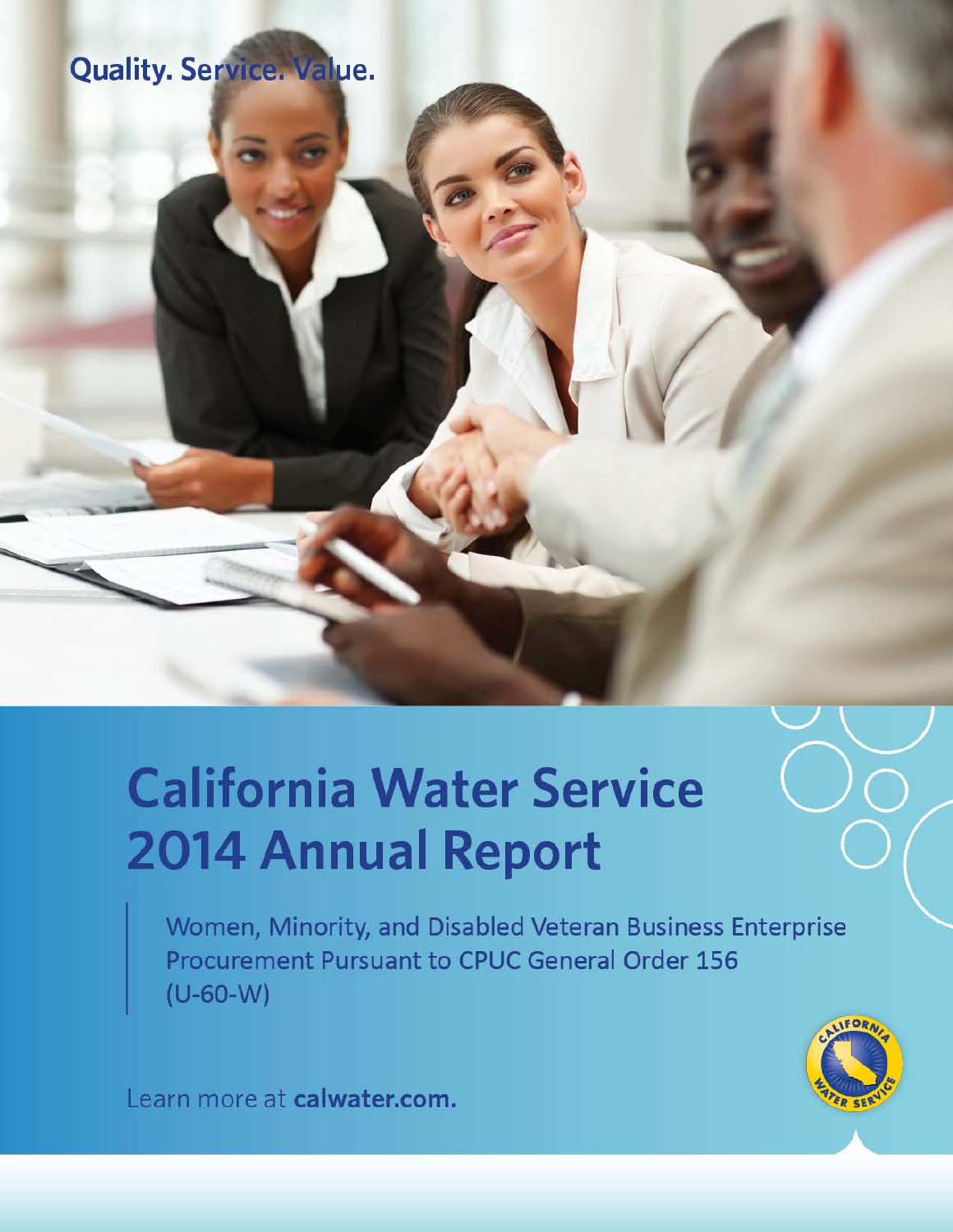Quality. Service. Value.

# California Water Service 2014 Annual Report

Women, Minority, and Disabled Veteran Business Enterprise Procurement Pursuant to CPUC General Order 156 (U-60-W)

Learn more at **calwater.com.**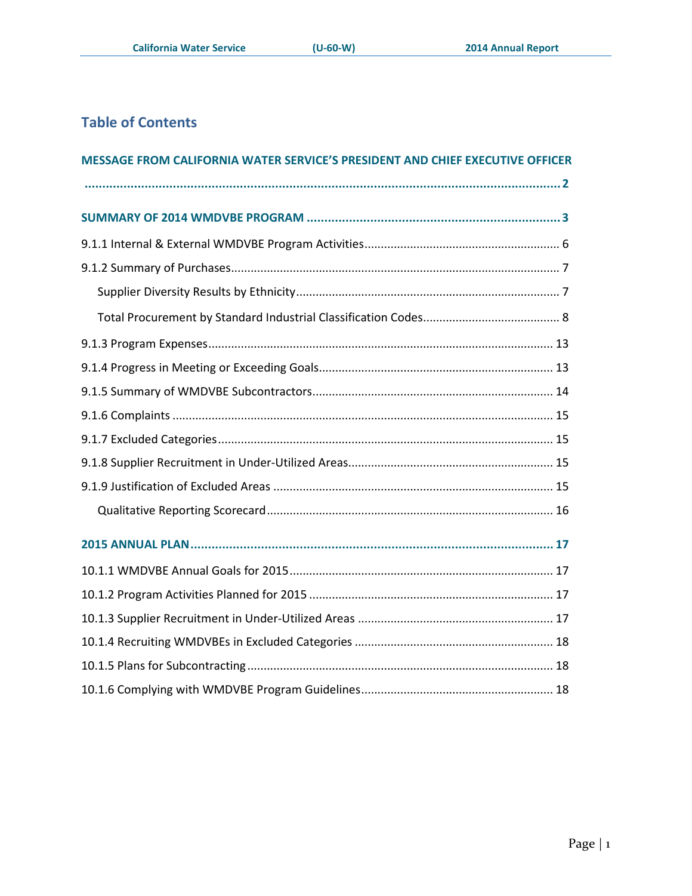## Table of Contents

**MESSAGE FROM CALIFORNIA WATER SERVICE'S PRESIDENT AND CHIEF EXECUTIVE OFFICER ........ 2**

**SUMMARY OF 2014 WMDVBE PROGRAM ........ 3**

9.1.1 Internal & External WMDVBE Program Activities ........ 6

9.1.2 Summary of Purchases ........ 7

- Supplier Diversity Results by Ethnicity ........ 7
- Total Procurement by Standard Industrial Classification Codes ........ 8

9.1.3 Program Expenses ........ 13

9.1.4 Progress in Meeting or Exceeding Goals ........ 13

9.1.5 Summary of WMDVBE Subcontractors ........ 14

9.1.6 Complaints ........ 15

9.1.7 Excluded Categories ........ 15

9.1.8 Supplier Recruitment in Under-Utilized Areas ........ 15

9.1.9 Justification of Excluded Areas ........ 15

- Qualitative Reporting Scorecard ........ 16

**2015 ANNUAL PLAN ........ 17**

10.1.1 WMDVBE Annual Goals for 2015 ........ 17

10.1.2 Program Activities Planned for 2015 ........ 17

10.1.3 Supplier Recruitment in Under-Utilized Areas ........ 17

10.1.4 Recruiting WMDVBEs in Excluded Categories ........ 18

10.1.5 Plans for Subcontracting ........ 18

10.1.6 Complying with WMDVBE Program Guidelines ........ 18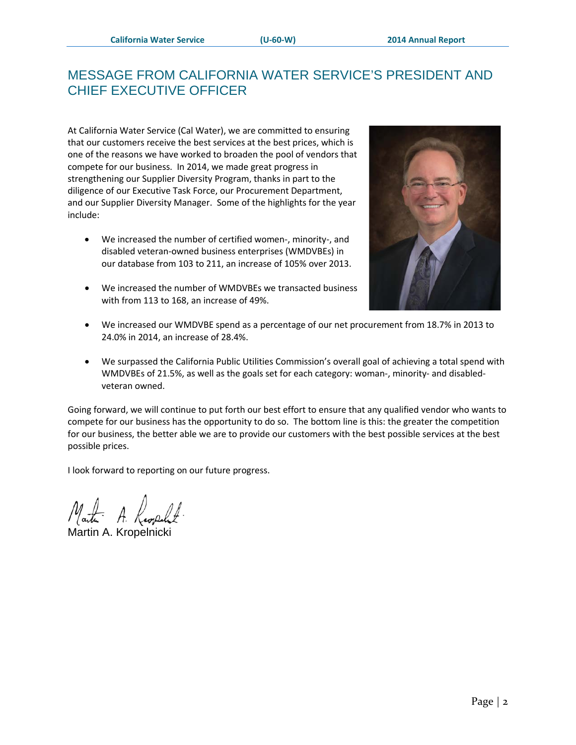# MESSAGE FROM CALIFORNIA WATER SERVICE'S PRESIDENT AND CHIEF EXECUTIVE OFFICER

At California Water Service (Cal Water), we are committed to ensuring that our customers receive the best services at the best prices, which is one of the reasons we have worked to broaden the pool of vendors that compete for our business. In 2014, we made great progress in strengthening our Supplier Diversity Program, thanks in part to the diligence of our Executive Task Force, our Procurement Department, and our Supplier Diversity Manager. Some of the highlights for the year include:

- We increased the number of certified women-, minority-, and disabled veteran-owned business enterprises (WMDVBEs) in our database from 103 to 211, an increase of 105% over 2013.
- We increased the number of WMDVBEs we transacted business with from 113 to 168, an increase of 49%.
- We increased our WMDVBE spend as a percentage of our net procurement from 18.7% in 2013 to 24.0% in 2014, an increase of 28.4%.
- We surpassed the California Public Utilities Commission's overall goal of achieving a total spend with WMDVBEs of 21.5%, as well as the goals set for each category: woman-, minority- and disabled-veteran owned.

Going forward, we will continue to put forth our best effort to ensure that any qualified vendor who wants to compete for our business has the opportunity to do so. The bottom line is this: the greater the competition for our business, the better able we are to provide our customers with the best possible services at the best possible prices.

I look forward to reporting on our future progress.

Martin A. Kropelnicki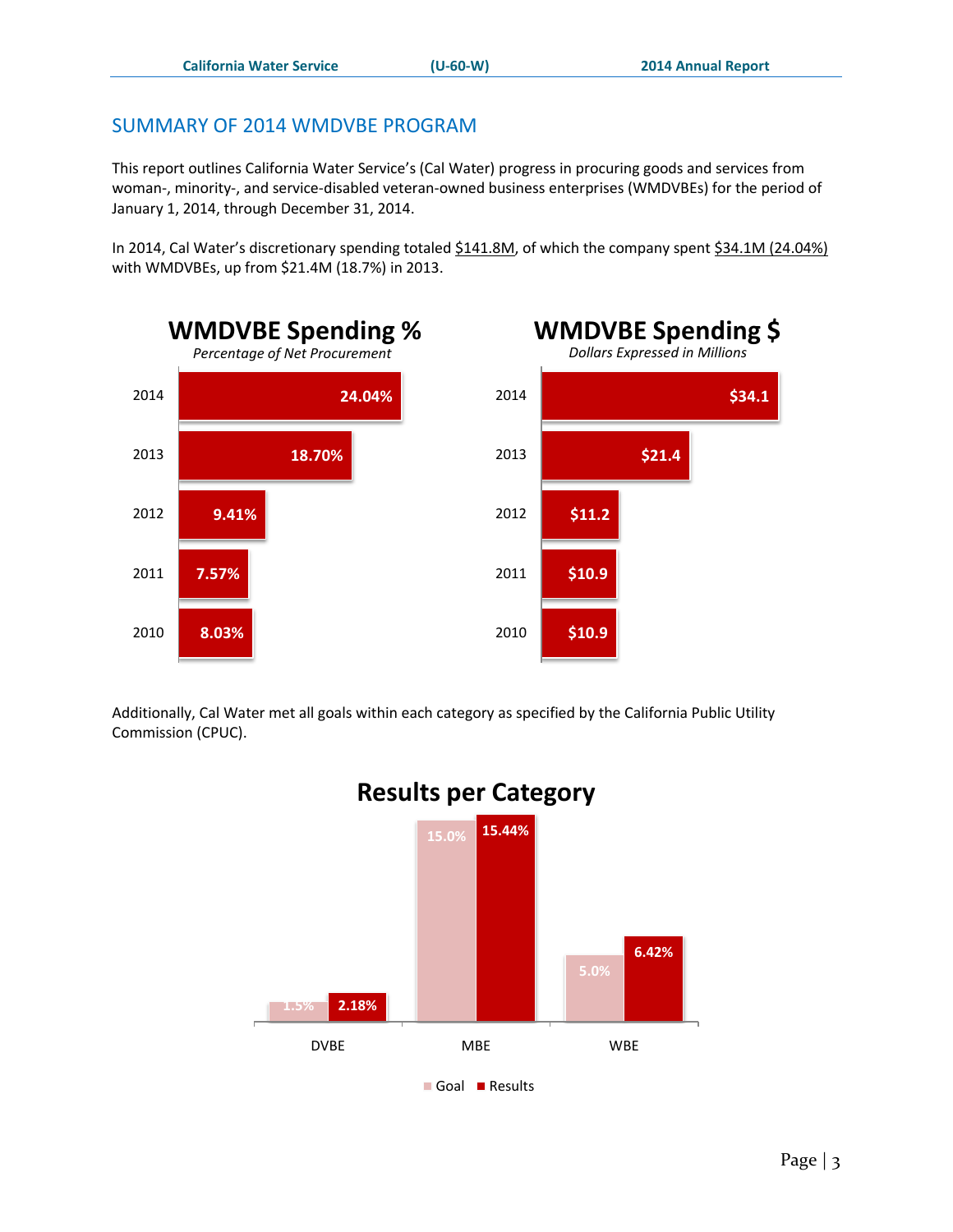## SUMMARY OF 2014 WMDVBE PROGRAM

This report outlines California Water Service's (Cal Water) progress in procuring goods and services from woman-, minority-, and service-disabled veteran-owned business enterprises (WMDVBEs) for the period of January 1, 2014, through December 31, 2014.

In 2014, Cal Water's discretionary spending totaled $141.8M, of which the company spent $34.1M (24.04%) with WMDVBEs, up from $21.4M (18.7%) in 2013.

**WMDVBE Spending %**
*Percentage of Net Procurement*

| Year | % |
|---|---|
| 2014 | 24.04% |
| 2013 | 18.70% |
| 2012 | 9.41% |
| 2011 | 7.57% |
| 2010 | 8.03% |

**WMDVBE Spending $**
*Dollars Expressed in Millions*

| Year | $ |
|---|---|
| 2014 | $34.1 |
| 2013 | $21.4 |
| 2012 | $11.2 |
| 2011 | $10.9 |
| 2010 | $10.9 |

Additionally, Cal Water met all goals within each category as specified by the California Public Utility Commission (CPUC).

**Results per Category**

| Category | Goal | Results |
|---|---|---|
| DVBE | 1.5% | 2.18% |
| MBE | 15.0% | 15.44% |
| WBE | 5.0% | 6.42% |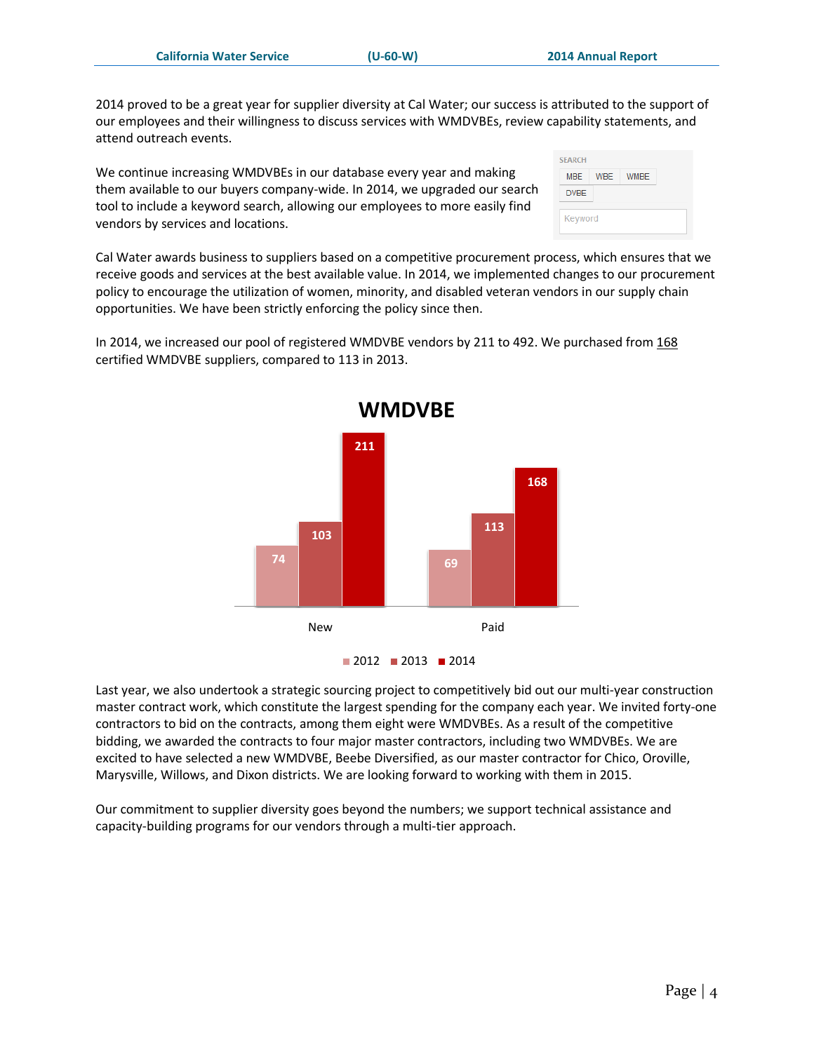2014 proved to be a great year for supplier diversity at Cal Water; our success is attributed to the support of our employees and their willingness to discuss services with WMDVBEs, review capability statements, and attend outreach events.

We continue increasing WMDVBEs in our database every year and making them available to our buyers company-wide. In 2014, we upgraded our search tool to include a keyword search, allowing our employees to more easily find vendors by services and locations.

Cal Water awards business to suppliers based on a competitive procurement process, which ensures that we receive goods and services at the best available value. In 2014, we implemented changes to our procurement policy to encourage the utilization of women, minority, and disabled veteran vendors in our supply chain opportunities. We have been strictly enforcing the policy since then.

In 2014, we increased our pool of registered WMDVBE vendors by 211 to 492. We purchased from 168 certified WMDVBE suppliers, compared to 113 in 2013.

**WMDVBE**

| | 2012 | 2013 | 2014 |
|---|---|---|---|
| New | 74 | 103 | 211 |
| Paid | 69 | 113 | 168 |

Last year, we also undertook a strategic sourcing project to competitively bid out our multi-year construction master contract work, which constitute the largest spending for the company each year. We invited forty-one contractors to bid on the contracts, among them eight were WMDVBEs. As a result of the competitive bidding, we awarded the contracts to four major master contractors, including two WMDVBEs. We are excited to have selected a new WMDVBE, Beebe Diversified, as our master contractor for Chico, Oroville, Marysville, Willows, and Dixon districts. We are looking forward to working with them in 2015.

Our commitment to supplier diversity goes beyond the numbers; we support technical assistance and capacity-building programs for our vendors through a multi-tier approach.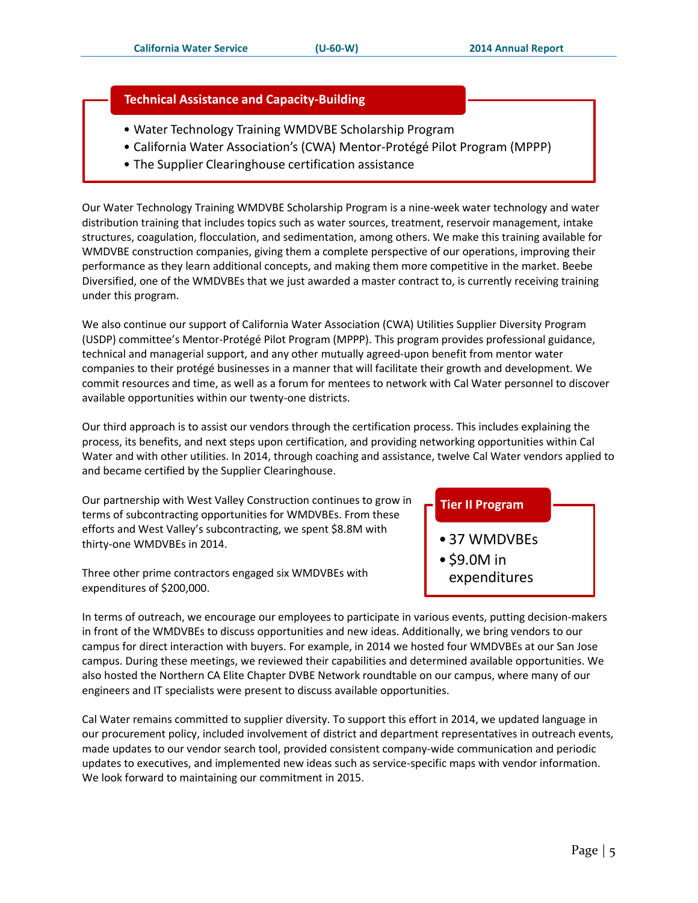### Technical Assistance and Capacity-Building

- Water Technology Training WMDVBE Scholarship Program
- California Water Association's (CWA) Mentor-Protégé Pilot Program (MPPP)
- The Supplier Clearinghouse certification assistance

Our Water Technology Training WMDVBE Scholarship Program is a nine-week water technology and water distribution training that includes topics such as water sources, treatment, reservoir management, intake structures, coagulation, flocculation, and sedimentation, among others. We make this training available for WMDVBE construction companies, giving them a complete perspective of our operations, improving their performance as they learn additional concepts, and making them more competitive in the market. Beebe Diversified, one of the WMDVBEs that we just awarded a master contract to, is currently receiving training under this program.

We also continue our support of California Water Association (CWA) Utilities Supplier Diversity Program (USDP) committee's Mentor-Protégé Pilot Program (MPPP). This program provides professional guidance, technical and managerial support, and any other mutually agreed-upon benefit from mentor water companies to their protégé businesses in a manner that will facilitate their growth and development. We commit resources and time, as well as a forum for mentees to network with Cal Water personnel to discover available opportunities within our twenty-one districts.

Our third approach is to assist our vendors through the certification process. This includes explaining the process, its benefits, and next steps upon certification, and providing networking opportunities within Cal Water and with other utilities. In 2014, through coaching and assistance, twelve Cal Water vendors applied to and became certified by the Supplier Clearinghouse.

Our partnership with West Valley Construction continues to grow in terms of subcontracting opportunities for WMDVBEs. From these efforts and West Valley's subcontracting, we spent $8.8M with thirty-one WMDVBEs in 2014.

Three other prime contractors engaged six WMDVBEs with expenditures of $200,000.

### Tier II Program

- 37 WMDVBEs
- $9.0M in expenditures

In terms of outreach, we encourage our employees to participate in various events, putting decision-makers in front of the WMDVBEs to discuss opportunities and new ideas. Additionally, we bring vendors to our campus for direct interaction with buyers. For example, in 2014 we hosted four WMDVBEs at our San Jose campus. During these meetings, we reviewed their capabilities and determined available opportunities. We also hosted the Northern CA Elite Chapter DVBE Network roundtable on our campus, where many of our engineers and IT specialists were present to discuss available opportunities.

Cal Water remains committed to supplier diversity. To support this effort in 2014, we updated language in our procurement policy, included involvement of district and department representatives in outreach events, made updates to our vendor search tool, provided consistent company-wide communication and periodic updates to executives, and implemented new ideas such as service-specific maps with vendor information. We look forward to maintaining our commitment in 2015.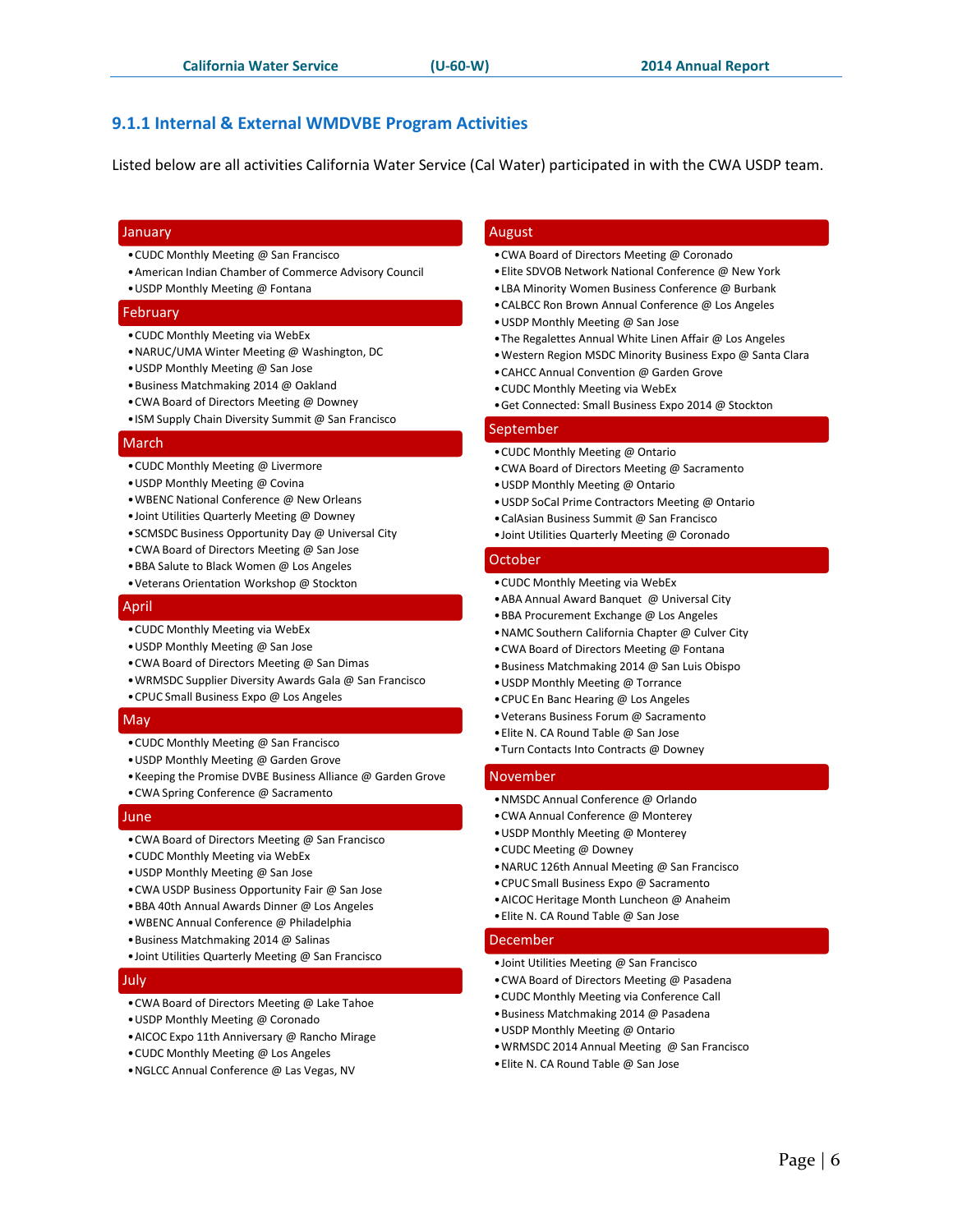## 9.1.1 Internal & External WMDVBE Program Activities

Listed below are all activities California Water Service (Cal Water) participated in with the CWA USDP team.

### January

- CUDC Monthly Meeting @ San Francisco
- American Indian Chamber of Commerce Advisory Council
- USDP Monthly Meeting @ Fontana

### February

- CUDC Monthly Meeting via WebEx
- NARUC/UMA Winter Meeting @ Washington, DC
- USDP Monthly Meeting @ San Jose
- Business Matchmaking 2014 @ Oakland
- CWA Board of Directors Meeting @ Downey
- ISM Supply Chain Diversity Summit @ San Francisco

### March

- CUDC Monthly Meeting @ Livermore
- USDP Monthly Meeting @ Covina
- WBENC National Conference @ New Orleans
- Joint Utilities Quarterly Meeting @ Downey
- SCMSDC Business Opportunity Day @ Universal City
- CWA Board of Directors Meeting @ San Jose
- BBA Salute to Black Women @ Los Angeles
- Veterans Orientation Workshop @ Stockton

### April

- CUDC Monthly Meeting via WebEx
- USDP Monthly Meeting @ San Jose
- CWA Board of Directors Meeting @ San Dimas
- WRMSDC Supplier Diversity Awards Gala @ San Francisco
- CPUC Small Business Expo @ Los Angeles

### May

- CUDC Monthly Meeting @ San Francisco
- USDP Monthly Meeting @ Garden Grove
- Keeping the Promise DVBE Business Alliance @ Garden Grove
- CWA Spring Conference @ Sacramento

### June

- CWA Board of Directors Meeting @ San Francisco
- CUDC Monthly Meeting via WebEx
- USDP Monthly Meeting @ San Jose
- CWA USDP Business Opportunity Fair @ San Jose
- BBA 40th Annual Awards Dinner @ Los Angeles
- WBENC Annual Conference @ Philadelphia
- Business Matchmaking 2014 @ Salinas
- Joint Utilities Quarterly Meeting @ San Francisco

### July

- CWA Board of Directors Meeting @ Lake Tahoe
- USDP Monthly Meeting @ Coronado
- AICOC Expo 11th Anniversary @ Rancho Mirage
- CUDC Monthly Meeting @ Los Angeles
- NGLCC Annual Conference @ Las Vegas, NV

### August

- CWA Board of Directors Meeting @ Coronado
- Elite SDVOB Network National Conference @ New York
- LBA Minority Women Business Conference @ Burbank
- CALBCC Ron Brown Annual Conference @ Los Angeles
- USDP Monthly Meeting @ San Jose
- The Regalettes Annual White Linen Affair @ Los Angeles
- Western Region MSDC Minority Business Expo @ Santa Clara
- CAHCC Annual Convention @ Garden Grove
- CUDC Monthly Meeting via WebEx
- Get Connected: Small Business Expo 2014 @ Stockton

### September

- CUDC Monthly Meeting @ Ontario
- CWA Board of Directors Meeting @ Sacramento
- USDP Monthly Meeting @ Ontario
- USDP SoCal Prime Contractors Meeting @ Ontario
- CalAsian Business Summit @ San Francisco
- Joint Utilities Quarterly Meeting @ Coronado

### October

- CUDC Monthly Meeting via WebEx
- ABA Annual Award Banquet @ Universal City
- BBA Procurement Exchange @ Los Angeles
- NAMC Southern California Chapter @ Culver City
- CWA Board of Directors Meeting @ Fontana
- Business Matchmaking 2014 @ San Luis Obispo
- USDP Monthly Meeting @ Torrance
- CPUC En Banc Hearing @ Los Angeles
- Veterans Business Forum @ Sacramento
- Elite N. CA Round Table @ San Jose
- Turn Contacts Into Contracts @ Downey

### November

- NMSDC Annual Conference @ Orlando
- CWA Annual Conference @ Monterey
- USDP Monthly Meeting @ Monterey
- CUDC Meeting @ Downey
- NARUC 126th Annual Meeting @ San Francisco
- CPUC Small Business Expo @ Sacramento
- AICOC Heritage Month Luncheon @ Anaheim
- Elite N. CA Round Table @ San Jose

### December

- Joint Utilities Meeting @ San Francisco
- CWA Board of Directors Meeting @ Pasadena
- CUDC Monthly Meeting via Conference Call
- Business Matchmaking 2014 @ Pasadena
- USDP Monthly Meeting @ Ontario
- WRMSDC 2014 Annual Meeting @ San Francisco
- Elite N. CA Round Table @ San Jose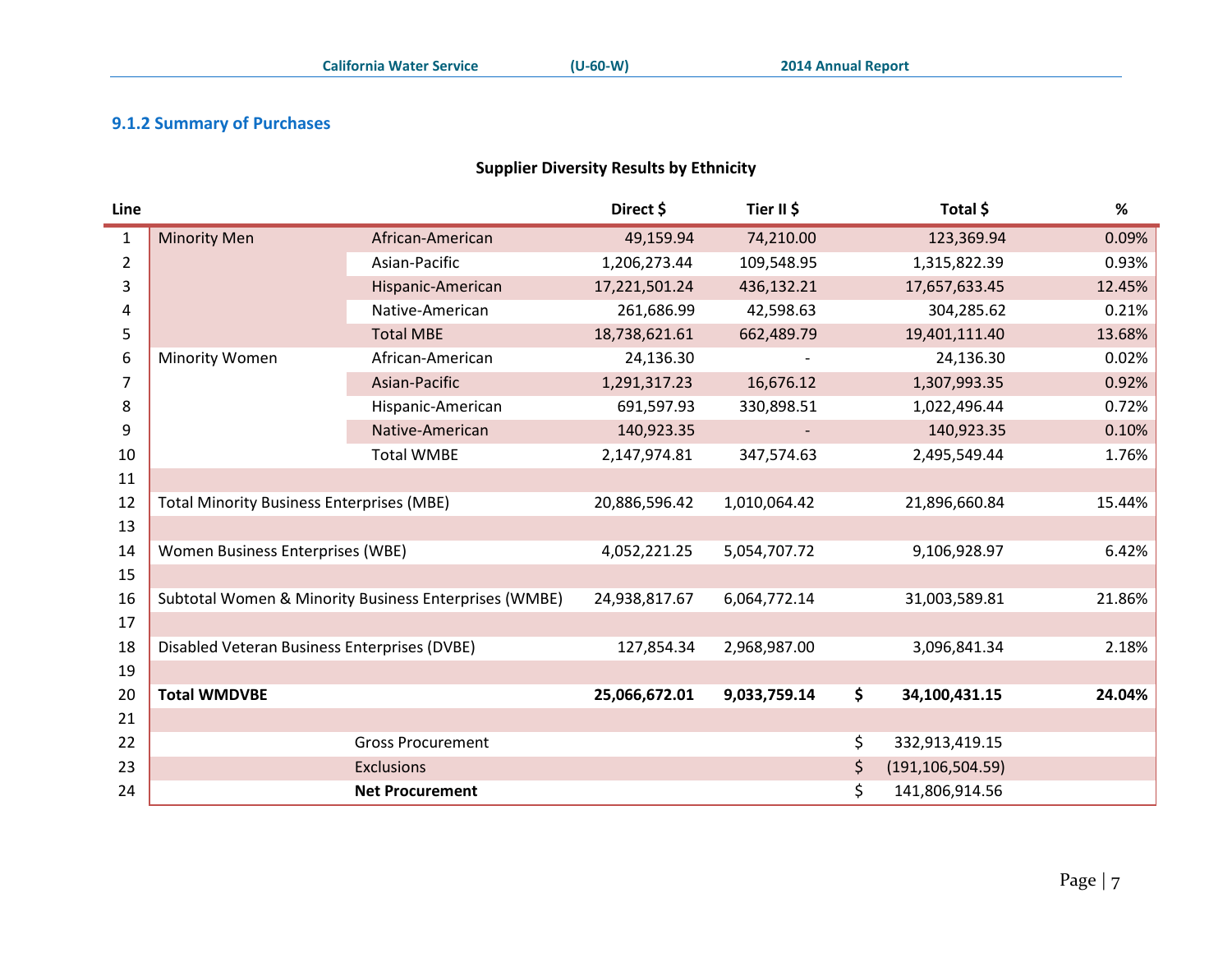### 9.1.2 Summary of Purchases

**Supplier Diversity Results by Ethnicity**

| Line | | | Direct $ | Tier II $ | Total $ | % |
|---|---|---|---|---|---|---|
| 1 | Minority Men | African-American | 49,159.94 | 74,210.00 | 123,369.94 | 0.09% |
| 2 | | Asian-Pacific | 1,206,273.44 | 109,548.95 | 1,315,822.39 | 0.93% |
| 3 | | Hispanic-American | 17,221,501.24 | 436,132.21 | 17,657,633.45 | 12.45% |
| 4 | | Native-American | 261,686.99 | 42,598.63 | 304,285.62 | 0.21% |
| 5 | | Total MBE | 18,738,621.61 | 662,489.79 | 19,401,111.40 | 13.68% |
| 6 | Minority Women | African-American | 24,136.30 | - | 24,136.30 | 0.02% |
| 7 | | Asian-Pacific | 1,291,317.23 | 16,676.12 | 1,307,993.35 | 0.92% |
| 8 | | Hispanic-American | 691,597.93 | 330,898.51 | 1,022,496.44 | 0.72% |
| 9 | | Native-American | 140,923.35 | - | 140,923.35 | 0.10% |
| 10 | | Total WMBE | 2,147,974.81 | 347,574.63 | 2,495,549.44 | 1.76% |
| 11 | | | | | | |
| 12 | Total Minority Business Enterprises (MBE) | | 20,886,596.42 | 1,010,064.42 | 21,896,660.84 | 15.44% |
| 13 | | | | | | |
| 14 | Women Business Enterprises (WBE) | | 4,052,221.25 | 5,054,707.72 | 9,106,928.97 | 6.42% |
| 15 | | | | | | |
| 16 | Subtotal Women & Minority Business Enterprises (WMBE) | | 24,938,817.67 | 6,064,772.14 | 31,003,589.81 | 21.86% |
| 17 | | | | | | |
| 18 | Disabled Veteran Business Enterprises (DVBE) | | 127,854.34 | 2,968,987.00 | 3,096,841.34 | 2.18% |
| 19 | | | | | | |
| 20 | **Total WMDVBE** | | **25,066,672.01** | **9,033,759.14** | **$ 34,100,431.15** | **24.04%** |
| 21 | | | | | | |
| 22 | | Gross Procurement | | | $ 332,913,419.15 | |
| 23 | | Exclusions | | | $ (191,106,504.59) | |
| 24 | | **Net Procurement** | | | $ 141,806,914.56 | |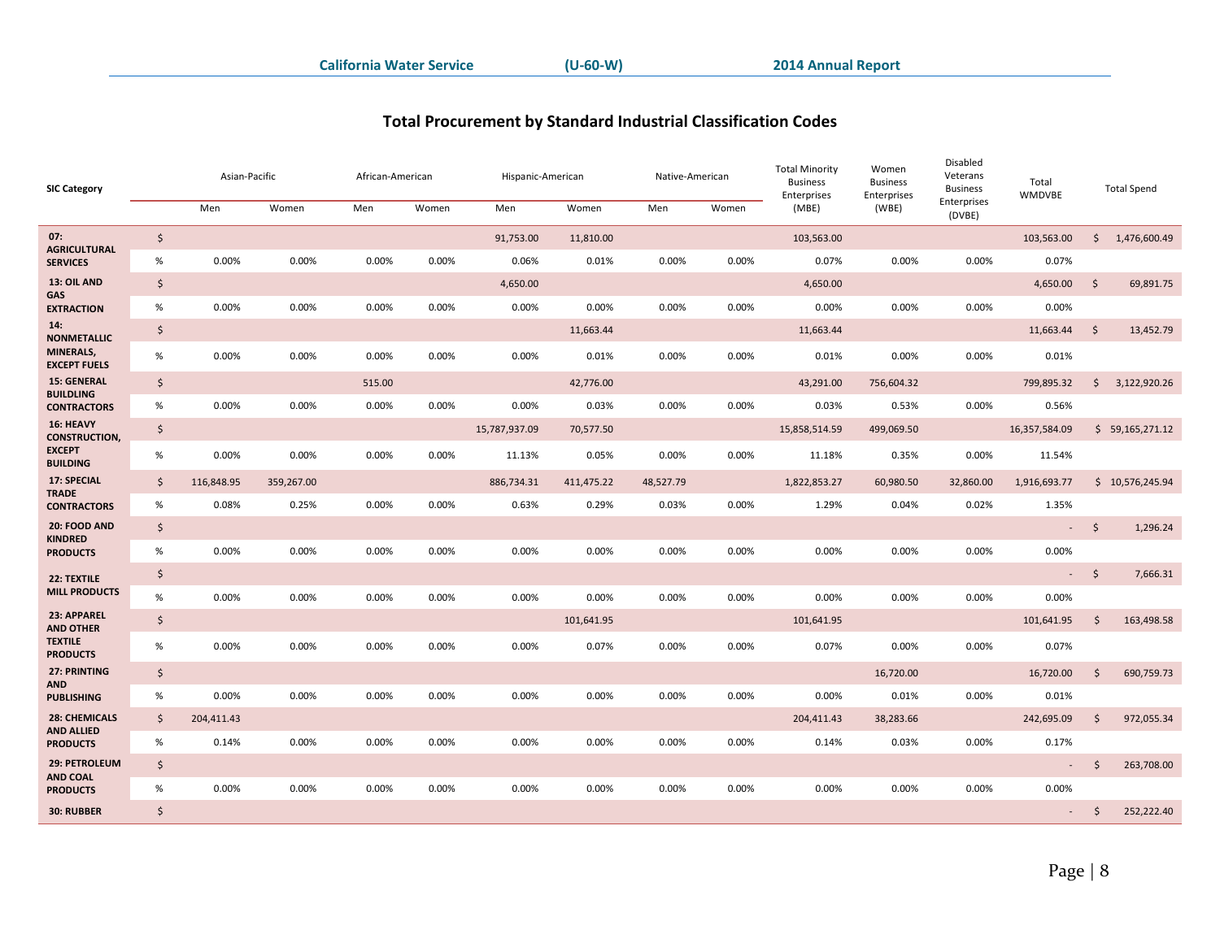## Total Procurement by Standard Industrial Classification Codes

| SIC Category | | Asian-Pacific | | African-American | | Hispanic-American | | Native-American | | Total Minority Business Enterprises (MBE) | Women Business Enterprises (WBE) | Disabled Veterans Business Enterprises (DVBE) | Total WMDVBE | Total Spend |
|---|---|---|---|---|---|---|---|---|---|---|---|---|---|---|
| | | Men | Women | Men | Women | Men | Women | Men | Women | | | | | |
| 07: AGRICULTURAL SERVICES | $ | | | | | 91,753.00 | 11,810.00 | | | 103,563.00 | | | 103,563.00 | $ 1,476,600.49 |
| | % | 0.00% | 0.00% | 0.00% | 0.00% | 0.06% | 0.01% | 0.00% | 0.00% | 0.07% | 0.00% | 0.00% | 0.07% | |
| 13: OIL AND GAS EXTRACTION | $ | | | | | 4,650.00 | | | | 4,650.00 | | | 4,650.00 | $ 69,891.75 |
| | % | 0.00% | 0.00% | 0.00% | 0.00% | 0.00% | 0.00% | 0.00% | 0.00% | 0.00% | 0.00% | 0.00% | 0.00% | |
| 14: NONMETALLIC MINERALS, EXCEPT FUELS | $ | | | | | | 11,663.44 | | | 11,663.44 | | | 11,663.44 | $ 13,452.79 |
| | % | 0.00% | 0.00% | 0.00% | 0.00% | 0.00% | 0.01% | 0.00% | 0.00% | 0.01% | 0.00% | 0.00% | 0.01% | |
| 15: GENERAL BUILDING CONTRACTORS | $ | | | 515.00 | | | 42,776.00 | | | 43,291.00 | 756,604.32 | | 799,895.32 | $ 3,122,920.26 |
| | % | 0.00% | 0.00% | 0.00% | 0.00% | 0.00% | 0.03% | 0.00% | 0.00% | 0.03% | 0.53% | 0.00% | 0.56% | |
| 16: HEAVY CONSTRUCTION, EXCEPT BUILDING | $ | | | | | 15,787,937.09 | 70,577.50 | | | 15,858,514.59 | 499,069.50 | | 16,357,584.09 | $ 59,165,271.12 |
| | % | 0.00% | 0.00% | 0.00% | 0.00% | 11.13% | 0.05% | 0.00% | 0.00% | 11.18% | 0.35% | 0.00% | 11.54% | |
| 17: SPECIAL TRADE CONTRACTORS | $ | 116,848.95 | 359,267.00 | | | 886,734.31 | 411,475.22 | 48,527.79 | | 1,822,853.27 | 60,980.50 | 32,860.00 | 1,916,693.77 | $ 10,576,245.94 |
| | % | 0.08% | 0.25% | 0.00% | 0.00% | 0.63% | 0.29% | 0.03% | 0.00% | 1.29% | 0.04% | 0.02% | 1.35% | |
| 20: FOOD AND KINDRED PRODUCTS | $ | | | | | | | | | | | | - | $ 1,296.24 |
| | % | 0.00% | 0.00% | 0.00% | 0.00% | 0.00% | 0.00% | 0.00% | 0.00% | 0.00% | 0.00% | 0.00% | 0.00% | |
| 22: TEXTILE MILL PRODUCTS | $ | | | | | | | | | | | | - | $ 7,666.31 |
| | % | 0.00% | 0.00% | 0.00% | 0.00% | 0.00% | 0.00% | 0.00% | 0.00% | 0.00% | 0.00% | 0.00% | 0.00% | |
| 23: APPAREL AND OTHER TEXTILE PRODUCTS | $ | | | | | | 101,641.95 | | | 101,641.95 | | | 101,641.95 | $ 163,498.58 |
| | % | 0.00% | 0.00% | 0.00% | 0.00% | 0.00% | 0.07% | 0.00% | 0.00% | 0.07% | 0.00% | 0.00% | 0.07% | |
| 27: PRINTING AND PUBLISHING | $ | | | | | | | | | | 16,720.00 | | 16,720.00 | $ 690,759.73 |
| | % | 0.00% | 0.00% | 0.00% | 0.00% | 0.00% | 0.00% | 0.00% | 0.00% | 0.00% | 0.01% | 0.00% | 0.01% | |
| 28: CHEMICALS AND ALLIED PRODUCTS | $ | 204,411.43 | | | | | | | | 204,411.43 | 38,283.66 | | 242,695.09 | $ 972,055.34 |
| | % | 0.14% | 0.00% | 0.00% | 0.00% | 0.00% | 0.00% | 0.00% | 0.00% | 0.14% | 0.03% | 0.00% | 0.17% | |
| 29: PETROLEUM AND COAL PRODUCTS | $ | | | | | | | | | | | | - | $ 263,708.00 |
| | % | 0.00% | 0.00% | 0.00% | 0.00% | 0.00% | 0.00% | 0.00% | 0.00% | 0.00% | 0.00% | 0.00% | 0.00% | |
| 30: RUBBER | $ | | | | | | | | | | | | - | $ 252,222.40 |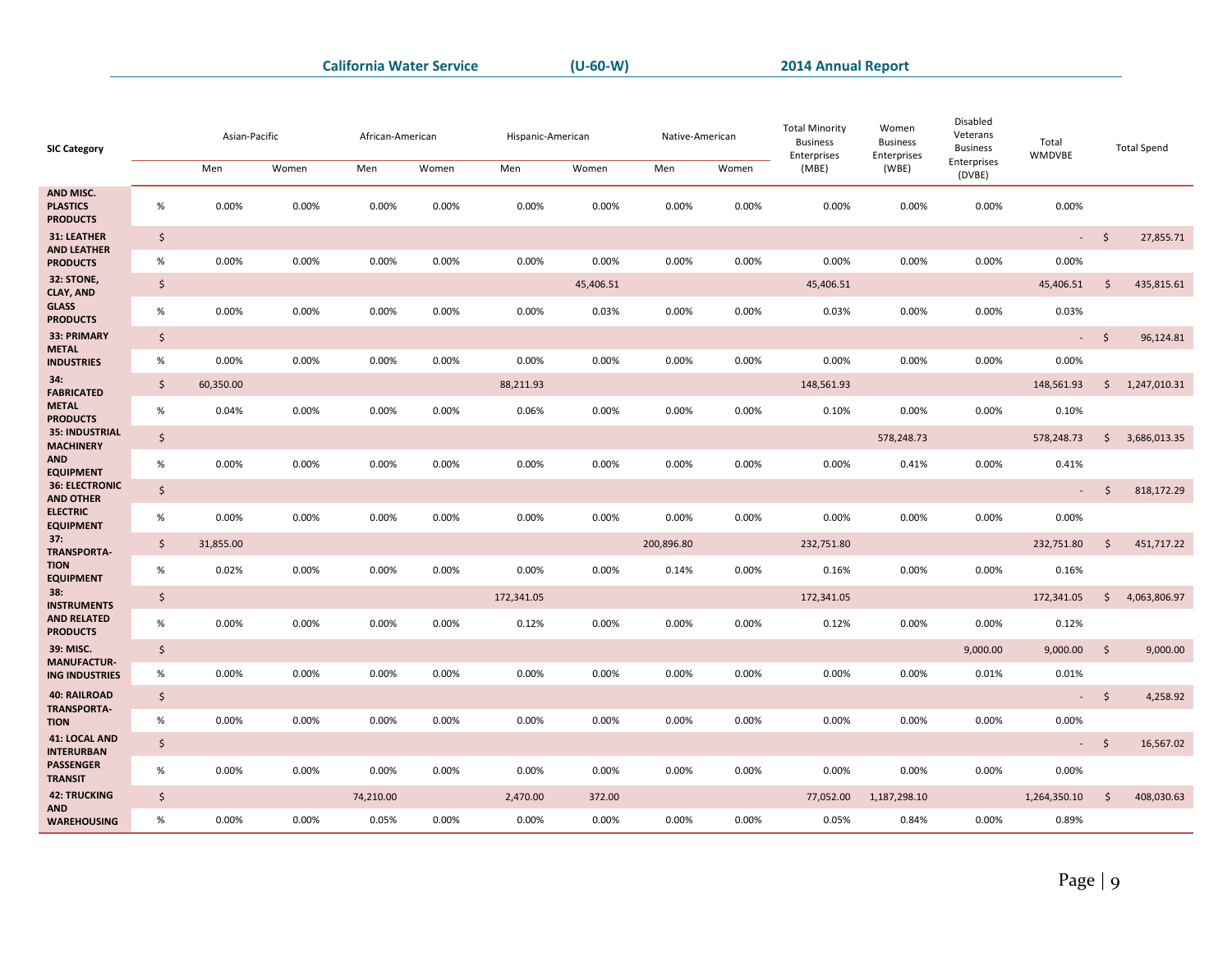| SIC Category | | Asian-Pacific | | African-American | | Hispanic-American | | Native-American | | Total Minority Business Enterprises (MBE) | Women Business Enterprises (WBE) | Disabled Veterans Business Enterprises (DVBE) | Total WMDVBE | Total Spend |
|---|---|---|---|---|---|---|---|---|---|---|---|---|---|---|
| | | Men | Women | Men | Women | Men | Women | Men | Women | | | | | |
| AND MISC. PLASTICS PRODUCTS | % | 0.00% | 0.00% | 0.00% | 0.00% | 0.00% | 0.00% | 0.00% | 0.00% | 0.00% | 0.00% | 0.00% | 0.00% | |
| 31: LEATHER AND LEATHER PRODUCTS | $ | | | | | | | | | | | | - | $ 27,855.71 |
| | % | 0.00% | 0.00% | 0.00% | 0.00% | 0.00% | 0.00% | 0.00% | 0.00% | 0.00% | 0.00% | 0.00% | 0.00% | |
| 32: STONE, CLAY, AND GLASS PRODUCTS | $ | | | | | | 45,406.51 | | | 45,406.51 | | | 45,406.51 | $ 435,815.61 |
| | % | 0.00% | 0.00% | 0.00% | 0.00% | 0.00% | 0.03% | 0.00% | 0.00% | 0.03% | 0.00% | 0.00% | 0.03% | |
| 33: PRIMARY METAL INDUSTRIES | $ | | | | | | | | | | | | - | $ 96,124.81 |
| | % | 0.00% | 0.00% | 0.00% | 0.00% | 0.00% | 0.00% | 0.00% | 0.00% | 0.00% | 0.00% | 0.00% | 0.00% | |
| 34: FABRICATED METAL PRODUCTS | $ | 60,350.00 | | | | 88,211.93 | | | | 148,561.93 | | | 148,561.93 | $ 1,247,010.31 |
| | % | 0.04% | 0.00% | 0.00% | 0.00% | 0.06% | 0.00% | 0.00% | 0.00% | 0.10% | 0.00% | 0.00% | 0.10% | |
| 35: INDUSTRIAL MACHINERY AND EQUIPMENT | $ | | | | | | | | | | 578,248.73 | | 578,248.73 | $ 3,686,013.35 |
| | % | 0.00% | 0.00% | 0.00% | 0.00% | 0.00% | 0.00% | 0.00% | 0.00% | 0.00% | 0.41% | 0.00% | 0.41% | |
| 36: ELECTRONIC AND OTHER ELECTRIC EQUIPMENT | $ | | | | | | | | | | | | - | $ 818,172.29 |
| | % | 0.00% | 0.00% | 0.00% | 0.00% | 0.00% | 0.00% | 0.00% | 0.00% | 0.00% | 0.00% | 0.00% | 0.00% | |
| 37: TRANSPORTA-TION EQUIPMENT | $ | 31,855.00 | | | | | | 200,896.80 | | 232,751.80 | | | 232,751.80 | $ 451,717.22 |
| | % | 0.02% | 0.00% | 0.00% | 0.00% | 0.00% | 0.00% | 0.14% | 0.00% | 0.16% | 0.00% | 0.00% | 0.16% | |
| 38: INSTRUMENTS AND RELATED PRODUCTS | $ | | | | | 172,341.05 | | | | 172,341.05 | | | 172,341.05 | $ 4,063,806.97 |
| | % | 0.00% | 0.00% | 0.00% | 0.00% | 0.12% | 0.00% | 0.00% | 0.00% | 0.12% | 0.00% | 0.00% | 0.12% | |
| 39: MISC. MANUFACTUR-ING INDUSTRIES | $ | | | | | | | | | | | 9,000.00 | 9,000.00 | $ 9,000.00 |
| | % | 0.00% | 0.00% | 0.00% | 0.00% | 0.00% | 0.00% | 0.00% | 0.00% | 0.00% | 0.00% | 0.01% | 0.01% | |
| 40: RAILROAD TRANSPORTA-TION | $ | | | | | | | | | | | | - | $ 4,258.92 |
| | % | 0.00% | 0.00% | 0.00% | 0.00% | 0.00% | 0.00% | 0.00% | 0.00% | 0.00% | 0.00% | 0.00% | 0.00% | |
| 41: LOCAL AND INTERURBAN PASSENGER TRANSIT | $ | | | | | | | | | | | | - | $ 16,567.02 |
| | % | 0.00% | 0.00% | 0.00% | 0.00% | 0.00% | 0.00% | 0.00% | 0.00% | 0.00% | 0.00% | 0.00% | 0.00% | |
| 42: TRUCKING AND WAREHOUSING | $ | | | 74,210.00 | | 2,470.00 | 372.00 | | | 77,052.00 | 1,187,298.10 | | 1,264,350.10 | $ 408,030.63 |
| | % | 0.00% | 0.00% | 0.05% | 0.00% | 0.00% | 0.00% | 0.00% | 0.00% | 0.05% | 0.84% | 0.00% | 0.89% | |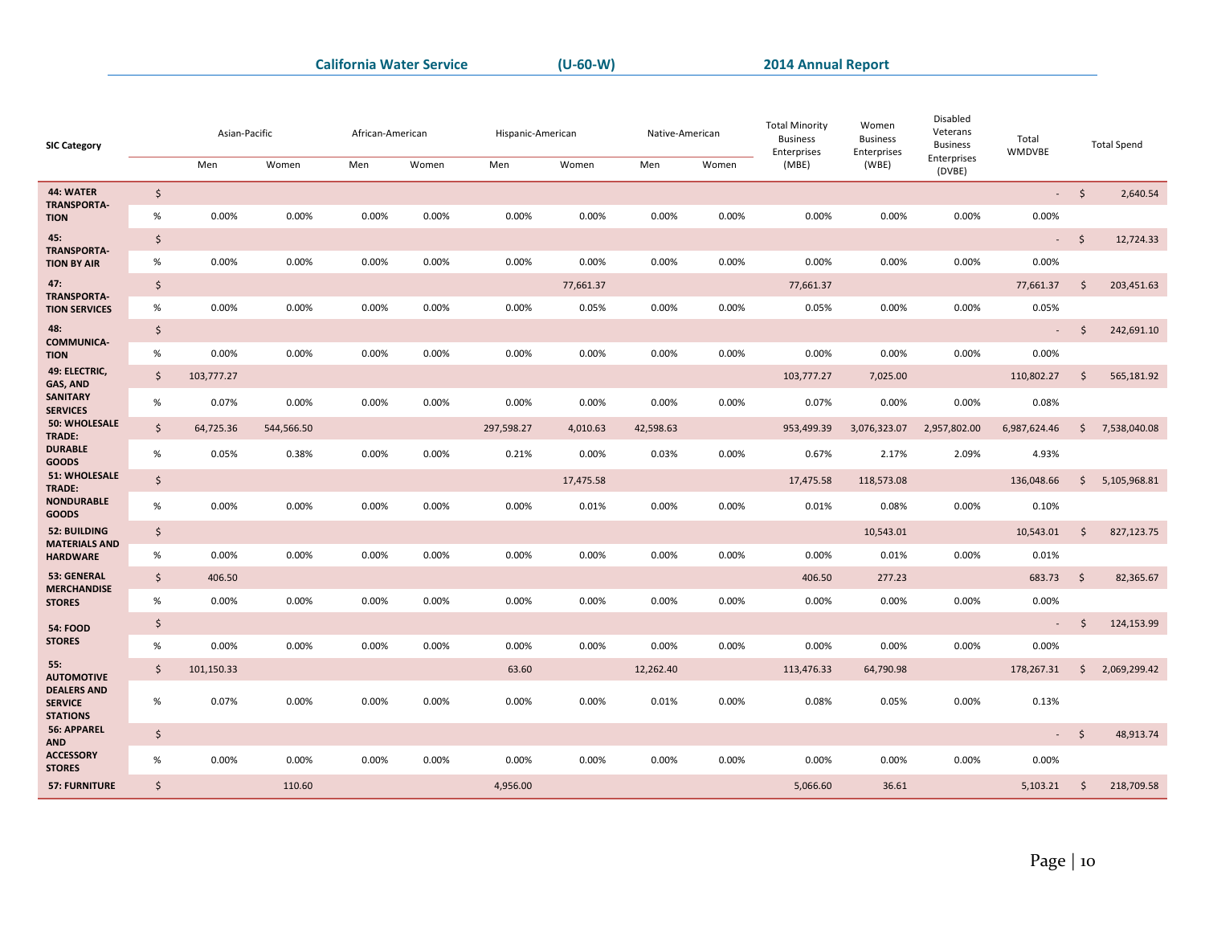| SIC Category | | Asian-Pacific | | African-American | | Hispanic-American | | Native-American | | Total Minority Business Enterprises (MBE) | Women Business Enterprises (WBE) | Disabled Veterans Business Enterprises (DVBE) | Total WMDVBE | Total Spend |
|---|---|---|---|---|---|---|---|---|---|---|---|---|---|---|
| | | Men | Women | Men | Women | Men | Women | Men | Women | | | | | |
| 44: WATER TRANSPORTATION | $ | | | | | | | | | | | | - | $ 2,640.54 |
| | % | 0.00% | 0.00% | 0.00% | 0.00% | 0.00% | 0.00% | 0.00% | 0.00% | 0.00% | 0.00% | 0.00% | 0.00% | |
| 45: TRANSPORTATION BY AIR | $ | | | | | | | | | | | | - | $ 12,724.33 |
| | % | 0.00% | 0.00% | 0.00% | 0.00% | 0.00% | 0.00% | 0.00% | 0.00% | 0.00% | 0.00% | 0.00% | 0.00% | |
| 47: TRANSPORTATION SERVICES | $ | | | | | | 77,661.37 | | | 77,661.37 | | | 77,661.37 | $ 203,451.63 |
| | % | 0.00% | 0.00% | 0.00% | 0.00% | 0.00% | 0.05% | 0.00% | 0.00% | 0.05% | 0.00% | 0.00% | 0.05% | |
| 48: COMMUNICATION | $ | | | | | | | | | | | | - | $ 242,691.10 |
| | % | 0.00% | 0.00% | 0.00% | 0.00% | 0.00% | 0.00% | 0.00% | 0.00% | 0.00% | 0.00% | 0.00% | 0.00% | |
| 49: ELECTRIC, GAS, AND SANITARY SERVICES | $ | 103,777.27 | | | | | | | | 103,777.27 | 7,025.00 | | 110,802.27 | $ 565,181.92 |
| | % | 0.07% | 0.00% | 0.00% | 0.00% | 0.00% | 0.00% | 0.00% | 0.00% | 0.07% | 0.00% | 0.00% | 0.08% | |
| 50: WHOLESALE TRADE: DURABLE GOODS | $ | 64,725.36 | 544,566.50 | | | 297,598.27 | 4,010.63 | 42,598.63 | | 953,499.39 | 3,076,323.07 | 2,957,802.00 | 6,987,624.46 | $ 7,538,040.08 |
| | % | 0.05% | 0.38% | 0.00% | 0.00% | 0.21% | 0.00% | 0.03% | 0.00% | 0.67% | 2.17% | 2.09% | 4.93% | |
| 51: WHOLESALE TRADE: NONDURABLE GOODS | $ | | | | | | 17,475.58 | | | 17,475.58 | 118,573.08 | | 136,048.66 | $ 5,105,968.81 |
| | % | 0.00% | 0.00% | 0.00% | 0.00% | 0.00% | 0.01% | 0.00% | 0.00% | 0.01% | 0.08% | 0.00% | 0.10% | |
| 52: BUILDING MATERIALS AND HARDWARE | $ | | | | | | | | | | 10,543.01 | | 10,543.01 | $ 827,123.75 |
| | % | 0.00% | 0.00% | 0.00% | 0.00% | 0.00% | 0.00% | 0.00% | 0.00% | 0.00% | 0.01% | 0.00% | 0.01% | |
| 53: GENERAL MERCHANDISE STORES | $ | 406.50 | | | | | | | | 406.50 | 277.23 | | 683.73 | $ 82,365.67 |
| | % | 0.00% | 0.00% | 0.00% | 0.00% | 0.00% | 0.00% | 0.00% | 0.00% | 0.00% | 0.00% | 0.00% | 0.00% | |
| 54: FOOD STORES | $ | | | | | | | | | | | | - | $ 124,153.99 |
| | % | 0.00% | 0.00% | 0.00% | 0.00% | 0.00% | 0.00% | 0.00% | 0.00% | 0.00% | 0.00% | 0.00% | 0.00% | |
| 55: AUTOMOTIVE DEALERS AND SERVICE STATIONS | $ | 101,150.33 | | | | 63.60 | | 12,262.40 | | 113,476.33 | 64,790.98 | | 178,267.31 | $ 2,069,299.42 |
| | % | 0.07% | 0.00% | 0.00% | 0.00% | 0.00% | 0.00% | 0.01% | 0.00% | 0.08% | 0.05% | 0.00% | 0.13% | |
| 56: APPAREL AND ACCESSORY STORES | $ | | | | | | | | | | | | - | $ 48,913.74 |
| | % | 0.00% | 0.00% | 0.00% | 0.00% | 0.00% | 0.00% | 0.00% | 0.00% | 0.00% | 0.00% | 0.00% | 0.00% | |
| 57: FURNITURE | $ | | 110.60 | | | 4,956.00 | | | | 5,066.60 | 36.61 | | 5,103.21 | $ 218,709.58 |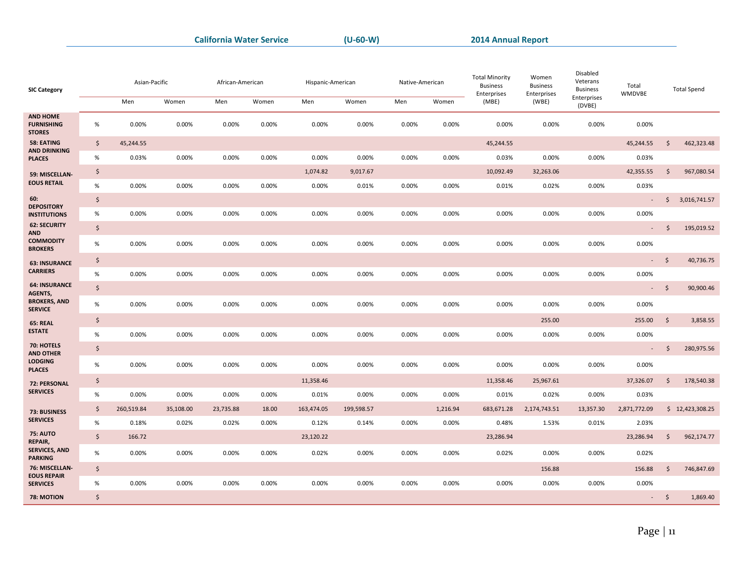| SIC Category | | Asian-Pacific | | African-American | | Hispanic-American | | Native-American | | Total Minority Business Enterprises (MBE) | Women Business Enterprises (WBE) | Disabled Veterans Business Enterprises (DVBE) | Total WMDVBE | Total Spend |
|---|---|---|---|---|---|---|---|---|---|---|---|---|---|---|
| | | Men | Women | Men | Women | Men | Women | Men | Women | | | | | |
| AND HOME FURNISHING STORES | % | 0.00% | 0.00% | 0.00% | 0.00% | 0.00% | 0.00% | 0.00% | 0.00% | 0.00% | 0.00% | 0.00% | 0.00% | |
| 58: EATING AND DRINKING PLACES | $ | 45,244.55 | | | | | | | | 45,244.55 | | | 45,244.55 | $ 462,323.48 |
| | % | 0.03% | 0.00% | 0.00% | 0.00% | 0.00% | 0.00% | 0.00% | 0.00% | 0.03% | 0.00% | 0.00% | 0.03% | |
| 59: MISCELLANEOUS RETAIL | $ | | | | | 1,074.82 | 9,017.67 | | | 10,092.49 | 32,263.06 | | 42,355.55 | $ 967,080.54 |
| | % | 0.00% | 0.00% | 0.00% | 0.00% | 0.00% | 0.01% | 0.00% | 0.00% | 0.01% | 0.02% | 0.00% | 0.03% | |
| 60: DEPOSITORY INSTITUTIONS | $ | | | | | | | | | | | | - | $ 3,016,741.57 |
| | % | 0.00% | 0.00% | 0.00% | 0.00% | 0.00% | 0.00% | 0.00% | 0.00% | 0.00% | 0.00% | 0.00% | 0.00% | |
| 62: SECURITY AND COMMODITY BROKERS | $ | | | | | | | | | | | | - | $ 195,019.52 |
| | % | 0.00% | 0.00% | 0.00% | 0.00% | 0.00% | 0.00% | 0.00% | 0.00% | 0.00% | 0.00% | 0.00% | 0.00% | |
| 63: INSURANCE CARRIERS | $ | | | | | | | | | | | | - | $ 40,736.75 |
| | % | 0.00% | 0.00% | 0.00% | 0.00% | 0.00% | 0.00% | 0.00% | 0.00% | 0.00% | 0.00% | 0.00% | 0.00% | |
| 64: INSURANCE AGENTS, BROKERS, AND SERVICE | $ | | | | | | | | | | | | - | $ 90,900.46 |
| | % | 0.00% | 0.00% | 0.00% | 0.00% | 0.00% | 0.00% | 0.00% | 0.00% | 0.00% | 0.00% | 0.00% | 0.00% | |
| 65: REAL ESTATE | $ | | | | | | | | | | 255.00 | | 255.00 | $ 3,858.55 |
| | % | 0.00% | 0.00% | 0.00% | 0.00% | 0.00% | 0.00% | 0.00% | 0.00% | 0.00% | 0.00% | 0.00% | 0.00% | |
| 70: HOTELS AND OTHER LODGING PLACES | $ | | | | | | | | | | | | - | $ 280,975.56 |
| | % | 0.00% | 0.00% | 0.00% | 0.00% | 0.00% | 0.00% | 0.00% | 0.00% | 0.00% | 0.00% | 0.00% | 0.00% | |
| 72: PERSONAL SERVICES | $ | | | | | 11,358.46 | | | | 11,358.46 | 25,967.61 | | 37,326.07 | $ 178,540.38 |
| | % | 0.00% | 0.00% | 0.00% | 0.00% | 0.01% | 0.00% | 0.00% | 0.00% | 0.01% | 0.02% | 0.00% | 0.03% | |
| 73: BUSINESS SERVICES | $ | 260,519.84 | 35,108.00 | 23,735.88 | 18.00 | 163,474.05 | 199,598.57 | | 1,216.94 | 683,671.28 | 2,174,743.51 | 13,357.30 | 2,871,772.09 | $ 12,423,308.25 |
| | % | 0.18% | 0.02% | 0.02% | 0.00% | 0.12% | 0.14% | 0.00% | 0.00% | 0.48% | 1.53% | 0.01% | 2.03% | |
| 75: AUTO REPAIR, SERVICES, AND PARKING | $ | 166.72 | | | | 23,120.22 | | | | 23,286.94 | | | 23,286.94 | $ 962,174.77 |
| | % | 0.00% | 0.00% | 0.00% | 0.00% | 0.02% | 0.00% | 0.00% | 0.00% | 0.02% | 0.00% | 0.00% | 0.02% | |
| 76: MISCELLANEOUS REPAIR SERVICES | $ | | | | | | | | | | 156.88 | | 156.88 | $ 746,847.69 |
| | % | 0.00% | 0.00% | 0.00% | 0.00% | 0.00% | 0.00% | 0.00% | 0.00% | 0.00% | 0.00% | 0.00% | 0.00% | |
| 78: MOTION | $ | | | | | | | | | | | | - | $ 1,869.40 |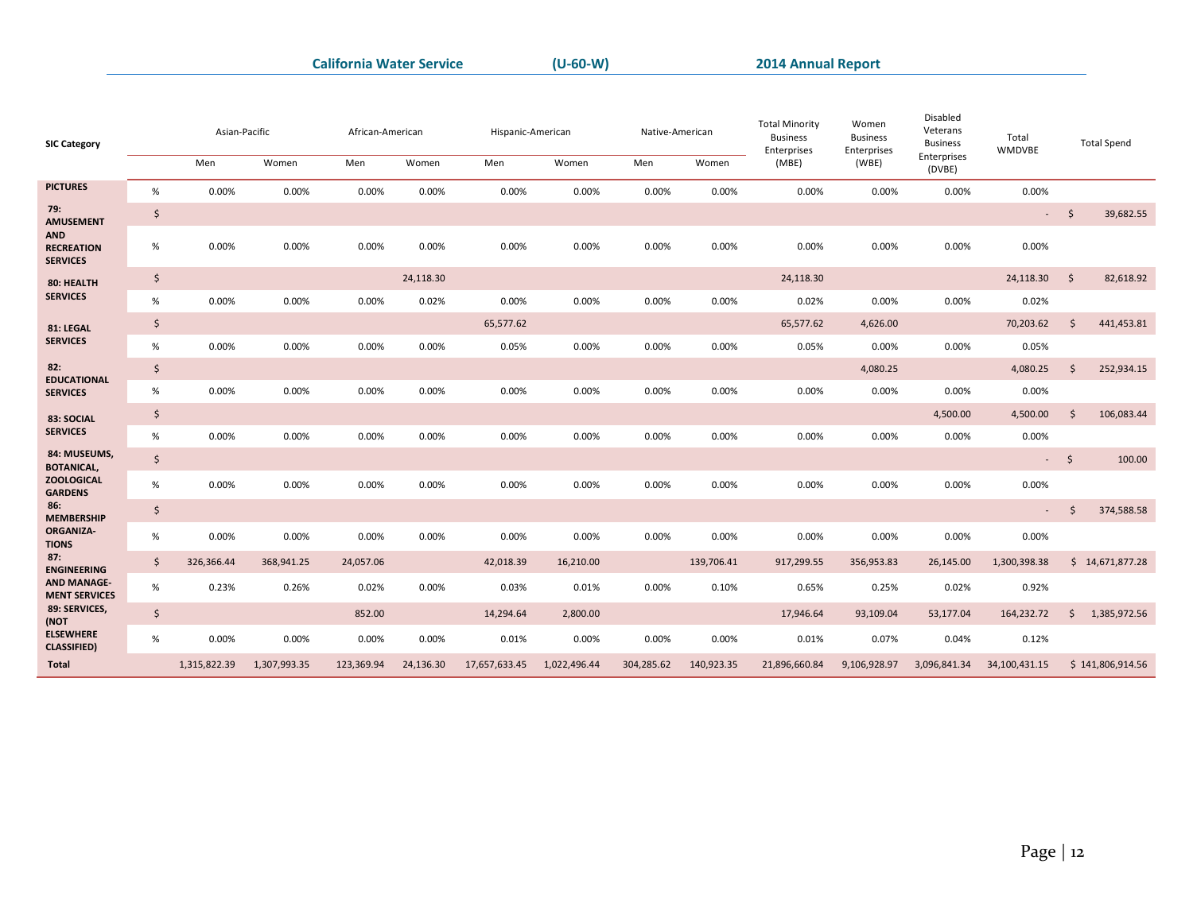| SIC Category | | Asian-Pacific | | African-American | | Hispanic-American | | Native-American | | Total Minority Business Enterprises (MBE) | Women Business Enterprises (WBE) | Disabled Veterans Business Enterprises (DVBE) | Total WMDVBE | Total Spend |
|---|---|---|---|---|---|---|---|---|---|---|---|---|---|---|
| | | Men | Women | Men | Women | Men | Women | Men | Women | | | | | |
| PICTURES | % | 0.00% | 0.00% | 0.00% | 0.00% | 0.00% | 0.00% | 0.00% | 0.00% | 0.00% | 0.00% | 0.00% | 0.00% | |
| 79: AMUSEMENT AND RECREATION SERVICES | $ | | | | | | | | | | | | - | $ 39,682.55 |
| | % | 0.00% | 0.00% | 0.00% | 0.00% | 0.00% | 0.00% | 0.00% | 0.00% | 0.00% | 0.00% | 0.00% | 0.00% | |
| 80: HEALTH SERVICES | $ | | | | 24,118.30 | | | | | 24,118.30 | | | 24,118.30 | $ 82,618.92 |
| | % | 0.00% | 0.00% | 0.00% | 0.02% | 0.00% | 0.00% | 0.00% | 0.00% | 0.02% | 0.00% | 0.00% | 0.02% | |
| 81: LEGAL SERVICES | $ | | | | | 65,577.62 | | | | 65,577.62 | 4,626.00 | | 70,203.62 | $ 441,453.81 |
| | % | 0.00% | 0.00% | 0.00% | 0.00% | 0.05% | 0.00% | 0.00% | 0.00% | 0.05% | 0.00% | 0.00% | 0.05% | |
| 82: EDUCATIONAL SERVICES | $ | | | | | | | | | | 4,080.25 | | 4,080.25 | $ 252,934.15 |
| | % | 0.00% | 0.00% | 0.00% | 0.00% | 0.00% | 0.00% | 0.00% | 0.00% | 0.00% | 0.00% | 0.00% | 0.00% | |
| 83: SOCIAL SERVICES | $ | | | | | | | | | | | 4,500.00 | 4,500.00 | $ 106,083.44 |
| | % | 0.00% | 0.00% | 0.00% | 0.00% | 0.00% | 0.00% | 0.00% | 0.00% | 0.00% | 0.00% | 0.00% | 0.00% | |
| 84: MUSEUMS, BOTANICAL, ZOOLOGICAL GARDENS | $ | | | | | | | | | | | | - | $ 100.00 |
| | % | 0.00% | 0.00% | 0.00% | 0.00% | 0.00% | 0.00% | 0.00% | 0.00% | 0.00% | 0.00% | 0.00% | 0.00% | |
| 86: MEMBERSHIP ORGANIZA-TIONS | $ | | | | | | | | | | | | - | $ 374,588.58 |
| | % | 0.00% | 0.00% | 0.00% | 0.00% | 0.00% | 0.00% | 0.00% | 0.00% | 0.00% | 0.00% | 0.00% | 0.00% | |
| 87: ENGINEERING AND MANAGE-MENT SERVICES | $ | 326,366.44 | 368,941.25 | 24,057.06 | | 42,018.39 | 16,210.00 | | 139,706.41 | 917,299.55 | 356,953.83 | 26,145.00 | 1,300,398.38 | $ 14,671,877.28 |
| | % | 0.23% | 0.26% | 0.02% | 0.00% | 0.03% | 0.01% | 0.00% | 0.10% | 0.65% | 0.25% | 0.02% | 0.92% | |
| 89: SERVICES, (NOT ELSEWHERE CLASSIFIED) | $ | | | 852.00 | | 14,294.64 | 2,800.00 | | | 17,946.64 | 93,109.04 | 53,177.04 | 164,232.72 | $ 1,385,972.56 |
| | % | 0.00% | 0.00% | 0.00% | 0.00% | 0.01% | 0.00% | 0.00% | 0.00% | 0.01% | 0.07% | 0.04% | 0.12% | |
| Total | | 1,315,822.39 | 1,307,993.35 | 123,369.94 | 24,136.30 | 17,657,633.45 | 1,022,496.44 | 304,285.62 | 140,923.35 | 21,896,660.84 | 9,106,928.97 | 3,096,841.34 | 34,100,431.15 | $ 141,806,914.56 |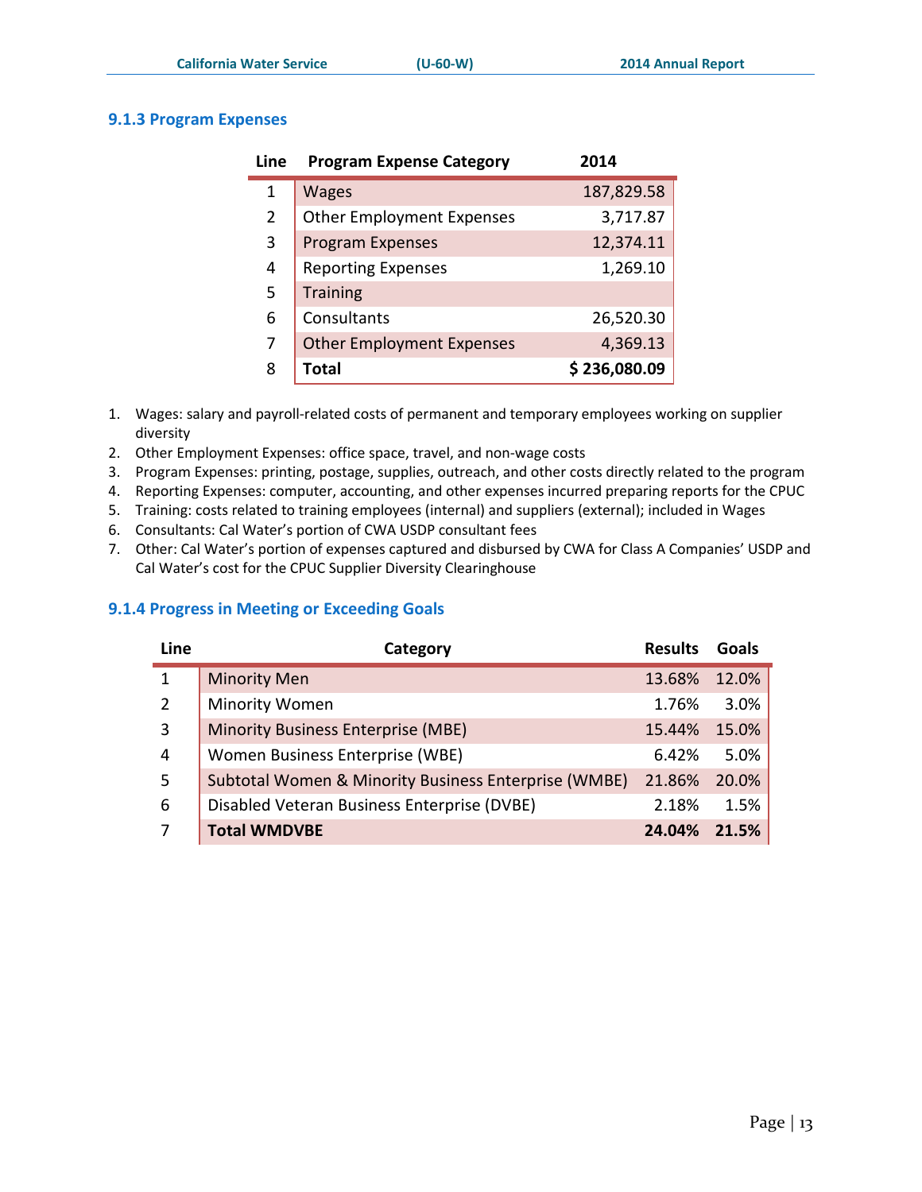### 9.1.3 Program Expenses

| Line | Program Expense Category | 2014 |
|---|---|---|
| 1 | Wages | 187,829.58 |
| 2 | Other Employment Expenses | 3,717.87 |
| 3 | Program Expenses | 12,374.11 |
| 4 | Reporting Expenses | 1,269.10 |
| 5 | Training | |
| 6 | Consultants | 26,520.30 |
| 7 | Other Employment Expenses | 4,369.13 |
| 8 | **Total** | **$ 236,080.09** |

1. Wages: salary and payroll-related costs of permanent and temporary employees working on supplier diversity
2. Other Employment Expenses: office space, travel, and non-wage costs
3. Program Expenses: printing, postage, supplies, outreach, and other costs directly related to the program
4. Reporting Expenses: computer, accounting, and other expenses incurred preparing reports for the CPUC
5. Training: costs related to training employees (internal) and suppliers (external); included in Wages
6. Consultants: Cal Water's portion of CWA USDP consultant fees
7. Other: Cal Water's portion of expenses captured and disbursed by CWA for Class A Companies' USDP and Cal Water's cost for the CPUC Supplier Diversity Clearinghouse

### 9.1.4 Progress in Meeting or Exceeding Goals

| Line | Category | Results | Goals |
|---|---|---|---|
| 1 | Minority Men | 13.68% | 12.0% |
| 2 | Minority Women | 1.76% | 3.0% |
| 3 | Minority Business Enterprise (MBE) | 15.44% | 15.0% |
| 4 | Women Business Enterprise (WBE) | 6.42% | 5.0% |
| 5 | Subtotal Women & Minority Business Enterprise (WMBE) | 21.86% | 20.0% |
| 6 | Disabled Veteran Business Enterprise (DVBE) | 2.18% | 1.5% |
| 7 | **Total WMDVBE** | **24.04%** | **21.5%** |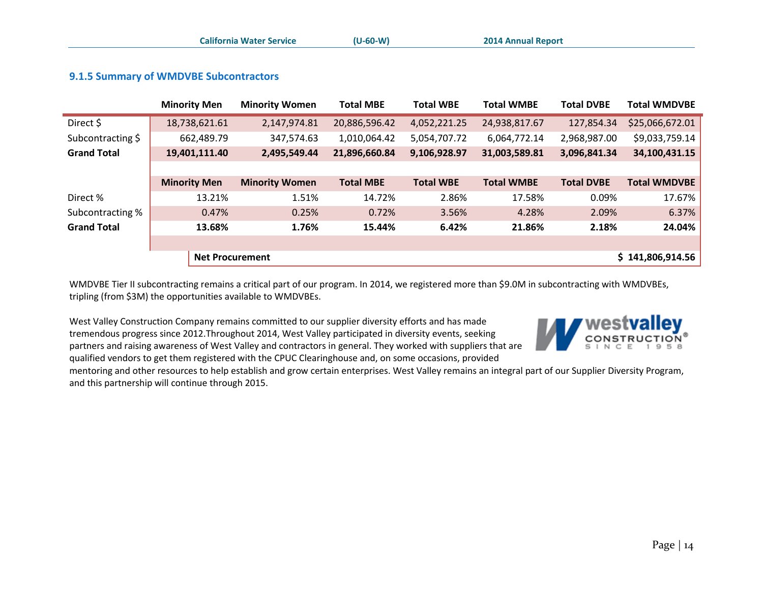### 9.1.5 Summary of WMDVBE Subcontractors

| | Minority Men | Minority Women | Total MBE | Total WBE | Total WMBE | Total DVBE | Total WMDVBE |
|---|---|---|---|---|---|---|---|
| Direct $ | 18,738,621.61 | 2,147,974.81 | 20,886,596.42 | 4,052,221.25 | 24,938,817.67 | 127,854.34 | $25,066,672.01 |
| Subcontracting $ | 662,489.79 | 347,574.63 | 1,010,064.42 | 5,054,707.72 | 6,064,772.14 | 2,968,987.00 | $9,033,759.14 |
| **Grand Total** | **19,401,111.40** | **2,495,549.44** | **21,896,660.84** | **9,106,928.97** | **31,003,589.81** | **3,096,841.34** | **34,100,431.15** |
| | **Minority Men** | **Minority Women** | **Total MBE** | **Total WBE** | **Total WMBE** | **Total DVBE** | **Total WMDVBE** |
| Direct % | 13.21% | 1.51% | 14.72% | 2.86% | 17.58% | 0.09% | 17.67% |
| Subcontracting % | 0.47% | 0.25% | 0.72% | 3.56% | 4.28% | 2.09% | 6.37% |
| **Grand Total** | **13.68%** | **1.76%** | **15.44%** | **6.42%** | **21.86%** | **2.18%** | **24.04%** |
| | **Net Procurement** | | | | | | **$ 141,806,914.56** |

WMDVBE Tier II subcontracting remains a critical part of our program. In 2014, we registered more than $9.0M in subcontracting with WMDVBEs, tripling (from $3M) the opportunities available to WMDVBEs.

West Valley Construction Company remains committed to our supplier diversity efforts and has made tremendous progress since 2012.Throughout 2014, West Valley participated in diversity events, seeking partners and raising awareness of West Valley and contractors in general. They worked with suppliers that are qualified vendors to get them registered with the CPUC Clearinghouse and, on some occasions, provided mentoring and other resources to help establish and grow certain enterprises. West Valley remains an integral part of our Supplier Diversity Program, and this partnership will continue through 2015.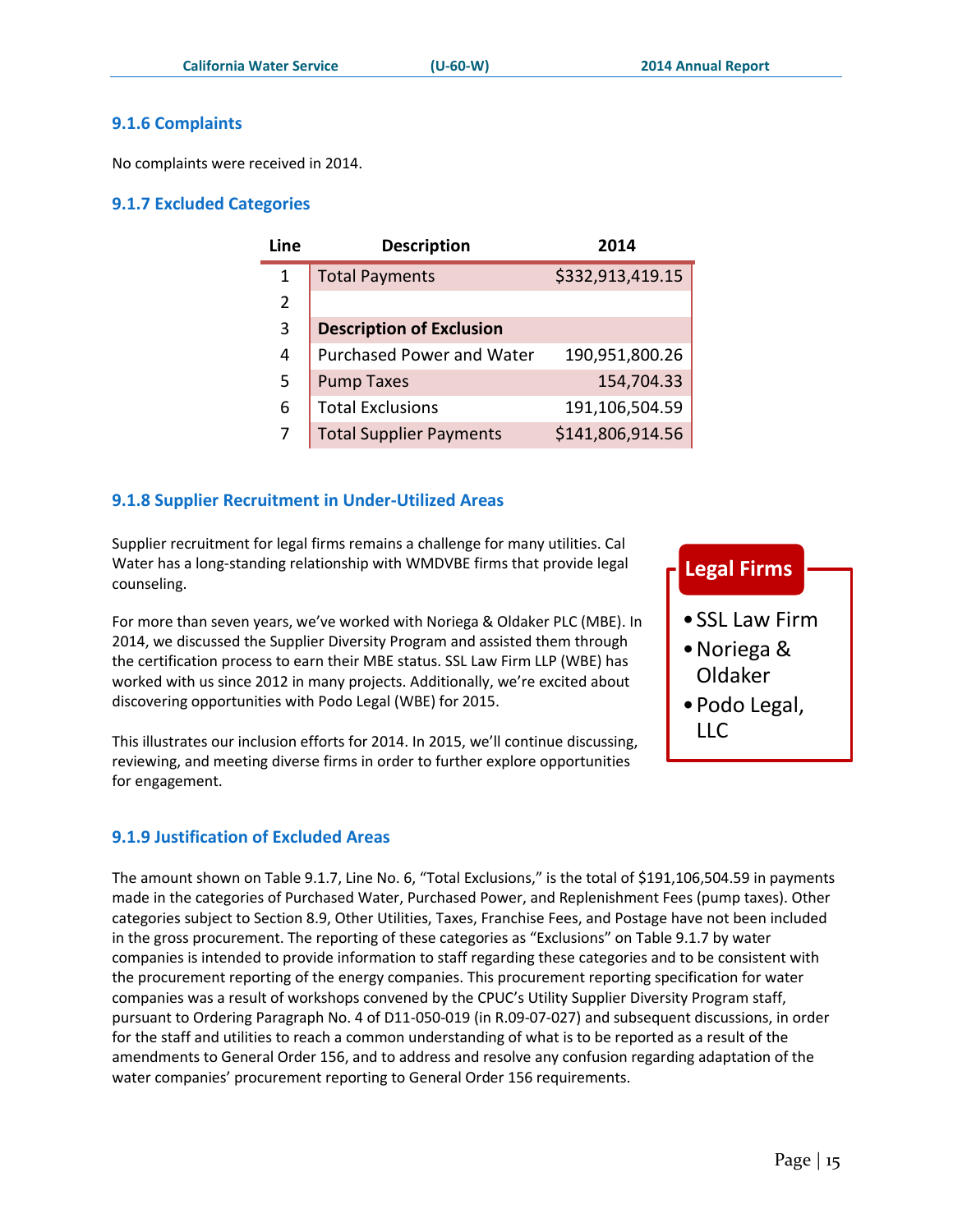### 9.1.6 Complaints

No complaints were received in 2014.

### 9.1.7 Excluded Categories

| Line | Description | 2014 |
|---|---|---|
| 1 | Total Payments | $332,913,419.15 |
| 2 | | |
| 3 | **Description of Exclusion** | |
| 4 | Purchased Power and Water | 190,951,800.26 |
| 5 | Pump Taxes | 154,704.33 |
| 6 | Total Exclusions | 191,106,504.59 |
| 7 | Total Supplier Payments | $141,806,914.56 |

### 9.1.8 Supplier Recruitment in Under-Utilized Areas

Supplier recruitment for legal firms remains a challenge for many utilities. Cal Water has a long-standing relationship with WMDVBE firms that provide legal counseling.

For more than seven years, we've worked with Noriega & Oldaker PLC (MBE). In 2014, we discussed the Supplier Diversity Program and assisted them through the certification process to earn their MBE status. SSL Law Firm LLP (WBE) has worked with us since 2012 in many projects. Additionally, we're excited about discovering opportunities with Podo Legal (WBE) for 2015.

This illustrates our inclusion efforts for 2014. In 2015, we'll continue discussing, reviewing, and meeting diverse firms in order to further explore opportunities for engagement.

**Legal Firms**

- SSL Law Firm
- Noriega & Oldaker
- Podo Legal, LLC

### 9.1.9 Justification of Excluded Areas

The amount shown on Table 9.1.7, Line No. 6, "Total Exclusions," is the total of $191,106,504.59 in payments made in the categories of Purchased Water, Purchased Power, and Replenishment Fees (pump taxes). Other categories subject to Section 8.9, Other Utilities, Taxes, Franchise Fees, and Postage have not been included in the gross procurement. The reporting of these categories as "Exclusions" on Table 9.1.7 by water companies is intended to provide information to staff regarding these categories and to be consistent with the procurement reporting of the energy companies. This procurement reporting specification for water companies was a result of workshops convened by the CPUC's Utility Supplier Diversity Program staff, pursuant to Ordering Paragraph No. 4 of D11-050-019 (in R.09-07-027) and subsequent discussions, in order for the staff and utilities to reach a common understanding of what is to be reported as a result of the amendments to General Order 156, and to address and resolve any confusion regarding adaptation of the water companies' procurement reporting to General Order 156 requirements.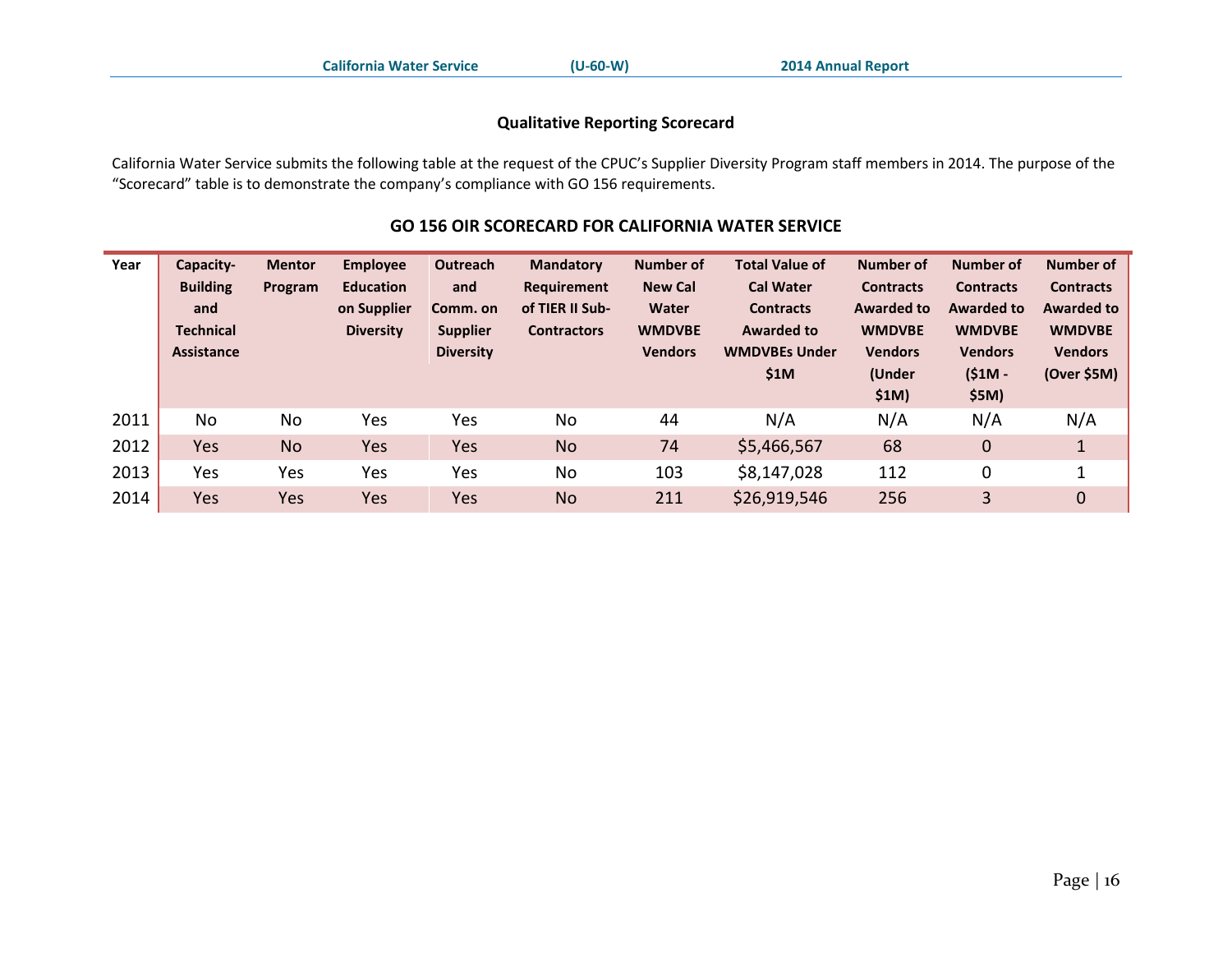## Qualitative Reporting Scorecard

California Water Service submits the following table at the request of the CPUC's Supplier Diversity Program staff members in 2014. The purpose of the "Scorecard" table is to demonstrate the company's compliance with GO 156 requirements.

### GO 156 OIR SCORECARD FOR CALIFORNIA WATER SERVICE

| Year | Capacity-Building and Technical Assistance | Mentor Program | Employee Education on Supplier Diversity | Outreach and Comm. on Supplier Diversity | Mandatory Requirement of TIER II Sub-Contractors | Number of New Cal Water WMDVBE Vendors | Total Value of Cal Water Contracts Awarded to WMDVBEs Under $1M | Number of Contracts Awarded to WMDVBE Vendors (Under $1M) | Number of Contracts Awarded to WMDVBE Vendors ($1M - $5M) | Number of Contracts Awarded to WMDVBE Vendors (Over $5M) |
|---|---|---|---|---|---|---|---|---|---|---|
| 2011 | No | No | Yes | Yes | No | 44 | N/A | N/A | N/A | N/A |
| 2012 | Yes | No | Yes | Yes | No | 74 | $5,466,567 | 68 | 0 | 1 |
| 2013 | Yes | Yes | Yes | Yes | No | 103 | $8,147,028 | 112 | 0 | 1 |
| 2014 | Yes | Yes | Yes | Yes | No | 211 | $26,919,546 | 256 | 3 | 0 |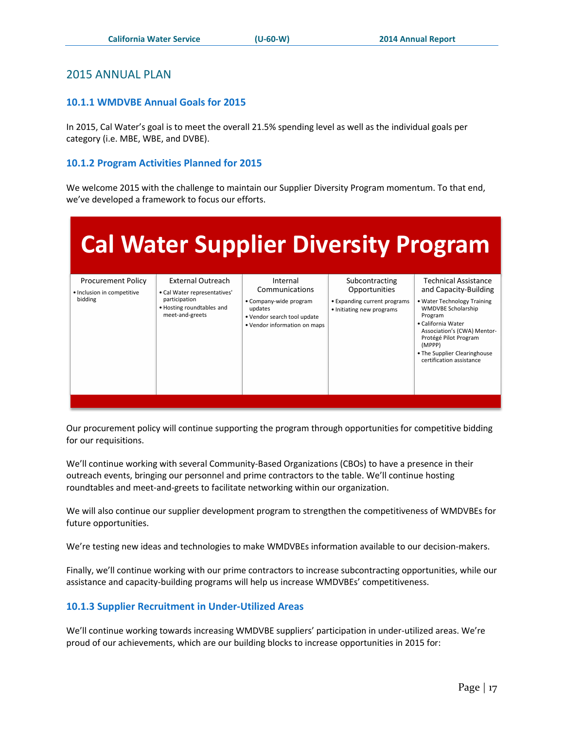## 2015 ANNUAL PLAN

### 10.1.1 WMDVBE Annual Goals for 2015

In 2015, Cal Water's goal is to meet the overall 21.5% spending level as well as the individual goals per category (i.e. MBE, WBE, and DVBE).

### 10.1.2 Program Activities Planned for 2015

We welcome 2015 with the challenge to maintain our Supplier Diversity Program momentum. To that end, we've developed a framework to focus our efforts.

**Cal Water Supplier Diversity Program**

| Procurement Policy | External Outreach | Internal Communications | Subcontracting Opportunities | Technical Assistance and Capacity-Building |
|---|---|---|---|---|
| • Inclusion in competitive bidding | • Cal Water representatives' participation<br>• Hosting roundtables and meet-and-greets | • Company-wide program updates<br>• Vendor search tool update<br>• Vendor information on maps | • Expanding current programs<br>• Initiating new programs | • Water Technology Training WMDVBE Scholarship Program<br>• California Water Association's (CWA) Mentor-Protégé Pilot Program (MPPP)<br>• The Supplier Clearinghouse certification assistance |

Our procurement policy will continue supporting the program through opportunities for competitive bidding for our requisitions.

We'll continue working with several Community-Based Organizations (CBOs) to have a presence in their outreach events, bringing our personnel and prime contractors to the table. We'll continue hosting roundtables and meet-and-greets to facilitate networking within our organization.

We will also continue our supplier development program to strengthen the competitiveness of WMDVBEs for future opportunities.

We're testing new ideas and technologies to make WMDVBEs information available to our decision-makers.

Finally, we'll continue working with our prime contractors to increase subcontracting opportunities, while our assistance and capacity-building programs will help us increase WMDVBEs' competitiveness.

### 10.1.3 Supplier Recruitment in Under-Utilized Areas

We'll continue working towards increasing WMDVBE suppliers' participation in under-utilized areas. We're proud of our achievements, which are our building blocks to increase opportunities in 2015 for: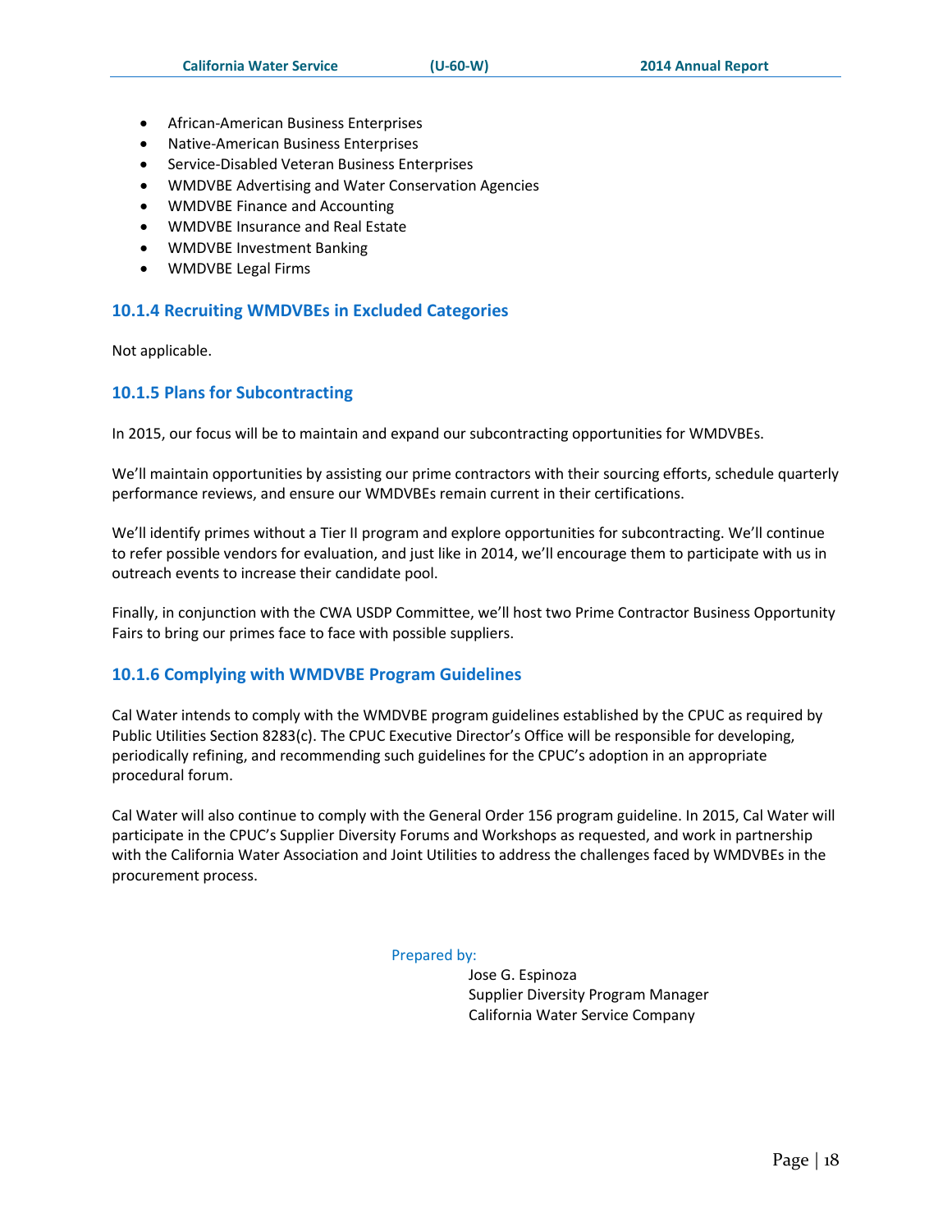- African-American Business Enterprises
- Native-American Business Enterprises
- Service-Disabled Veteran Business Enterprises
- WMDVBE Advertising and Water Conservation Agencies
- WMDVBE Finance and Accounting
- WMDVBE Insurance and Real Estate
- WMDVBE Investment Banking
- WMDVBE Legal Firms

### 10.1.4 Recruiting WMDVBEs in Excluded Categories

Not applicable.

### 10.1.5 Plans for Subcontracting

In 2015, our focus will be to maintain and expand our subcontracting opportunities for WMDVBEs.

We'll maintain opportunities by assisting our prime contractors with their sourcing efforts, schedule quarterly performance reviews, and ensure our WMDVBEs remain current in their certifications.

We'll identify primes without a Tier II program and explore opportunities for subcontracting. We'll continue to refer possible vendors for evaluation, and just like in 2014, we'll encourage them to participate with us in outreach events to increase their candidate pool.

Finally, in conjunction with the CWA USDP Committee, we'll host two Prime Contractor Business Opportunity Fairs to bring our primes face to face with possible suppliers.

### 10.1.6 Complying with WMDVBE Program Guidelines

Cal Water intends to comply with the WMDVBE program guidelines established by the CPUC as required by Public Utilities Section 8283(c). The CPUC Executive Director's Office will be responsible for developing, periodically refining, and recommending such guidelines for the CPUC's adoption in an appropriate procedural forum.

Cal Water will also continue to comply with the General Order 156 program guideline. In 2015, Cal Water will participate in the CPUC's Supplier Diversity Forums and Workshops as requested, and work in partnership with the California Water Association and Joint Utilities to address the challenges faced by WMDVBEs in the procurement process.

Prepared by:

Jose G. Espinoza
Supplier Diversity Program Manager
California Water Service Company